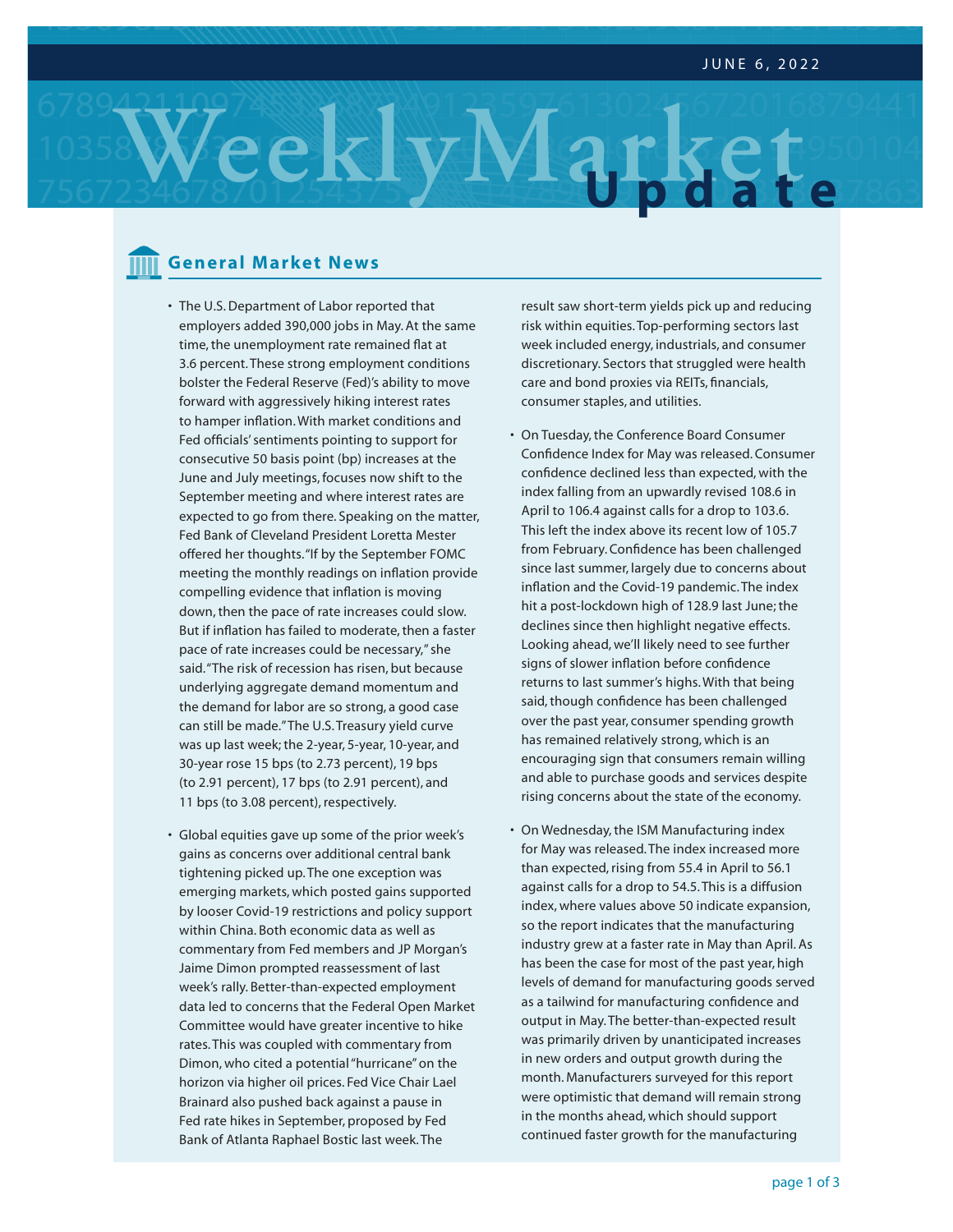JUNE 6, 2022

# Weekly Market Update

## General Market News

- The U.S. Department of Labor reported that employers added 390,000 jobs in May. At the same time, the unemployment rate remained flat at 3.6 percent. These strong employment conditions bolster the Federal Reserve (Fed)'s ability to move forward with aggressively hiking interest rates to hamper inflation. With market conditions and Fed officials' sentiments pointing to support for consecutive 50 basis point (bp) increases at the June and July meetings, focuses now shift to the September meeting and where interest rates are expected to go from there. Speaking on the matter, Fed Bank of Cleveland President Loretta Mester offered her thoughts. "If by the September FOMC meeting the monthly readings on inflation provide compelling evidence that inflation is moving down, then the pace of rate increases could slow. But if inflation has failed to moderate, then a faster pace of rate increases could be necessary," she said. "The risk of recession has risen, but because underlying aggregate demand momentum and the demand for labor are so strong, a good case can still be made." The U.S. Treasury yield curve was up last week; the 2-year, 5-year, 10-year, and 30-year rose 15 bps (to 2.73 percent), 19 bps (to 2.91 percent), 17 bps (to 2.91 percent), and 11 bps (to 3.08 percent), respectively.

- Global equities gave up some of the prior week's gains as concerns over additional central bank tightening picked up. The one exception was emerging markets, which posted gains supported by looser Covid-19 restrictions and policy support within China. Both economic data as well as commentary from Fed members and JP Morgan's Jaime Dimon prompted reassessment of last week's rally. Better-than-expected employment data led to concerns that the Federal Open Market Committee would have greater incentive to hike rates. This was coupled with commentary from Dimon, who cited a potential "hurricane" on the horizon via higher oil prices. Fed Vice Chair Lael Brainard also pushed back against a pause in Fed rate hikes in September, proposed by Fed Bank of Atlanta Raphael Bostic last week. The result saw short-term yields pick up and reducing risk within equities. Top-performing sectors last week included energy, industrials, and consumer discretionary. Sectors that struggled were health care and bond proxies via REITs, financials, consumer staples, and utilities.

- On Tuesday, the Conference Board Consumer Confidence Index for May was released. Consumer confidence declined less than expected, with the index falling from an upwardly revised 108.6 in April to 106.4 against calls for a drop to 103.6. This left the index above its recent low of 105.7 from February. Confidence has been challenged since last summer, largely due to concerns about inflation and the Covid-19 pandemic. The index hit a post-lockdown high of 128.9 last June; the declines since then highlight negative effects. Looking ahead, we'll likely need to see further signs of slower inflation before confidence returns to last summer's highs. With that being said, though confidence has been challenged over the past year, consumer spending growth has remained relatively strong, which is an encouraging sign that consumers remain willing and able to purchase goods and services despite rising concerns about the state of the economy.

- On Wednesday, the ISM Manufacturing index for May was released. The index increased more than expected, rising from 55.4 in April to 56.1 against calls for a drop to 54.5. This is a diffusion index, where values above 50 indicate expansion, so the report indicates that the manufacturing industry grew at a faster rate in May than April. As has been the case for most of the past year, high levels of demand for manufacturing goods served as a tailwind for manufacturing confidence and output in May. The better-than-expected result was primarily driven by unanticipated increases in new orders and output growth during the month. Manufacturers surveyed for this report were optimistic that demand will remain strong in the months ahead, which should support continued faster growth for the manufacturing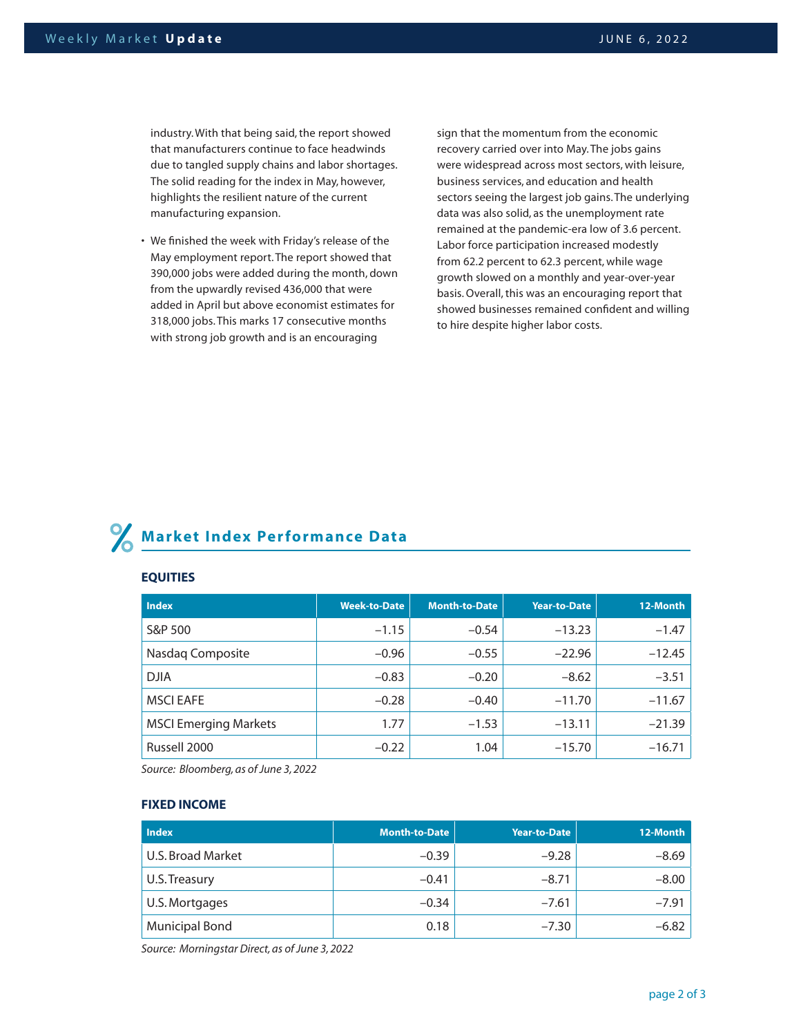industry. With that being said, the report showed that manufacturers continue to face headwinds due to tangled supply chains and labor shortages. The solid reading for the index in May, however, highlights the resilient nature of the current manufacturing expansion.

- We finished the week with Friday's release of the May employment report. The report showed that 390,000 jobs were added during the month, down from the upwardly revised 436,000 that were added in April but above economist estimates for 318,000 jobs. This marks 17 consecutive months with strong job growth and is an encouraging sign that the momentum from the economic recovery carried over into May. The jobs gains were widespread across most sectors, with leisure, business services, and education and health sectors seeing the largest job gains. The underlying data was also solid, as the unemployment rate remained at the pandemic-era low of 3.6 percent. Labor force participation increased modestly from 62.2 percent to 62.3 percent, while wage growth slowed on a monthly and year-over-year basis. Overall, this was an encouraging report that showed businesses remained confident and willing to hire despite higher labor costs.

## Market Index Performance Data

### EQUITIES

| Index | Week-to-Date | Month-to-Date | Year-to-Date | 12-Month |
|---|---|---|---|---|
| S&P 500 | –1.15 | –0.54 | –13.23 | –1.47 |
| Nasdaq Composite | –0.96 | –0.55 | –22.96 | –12.45 |
| DJIA | –0.83 | –0.20 | –8.62 | –3.51 |
| MSCI EAFE | –0.28 | –0.40 | –11.70 | –11.67 |
| MSCI Emerging Markets | 1.77 | –1.53 | –13.11 | –21.39 |
| Russell 2000 | –0.22 | 1.04 | –15.70 | –16.71 |

*Source: Bloomberg, as of June 3, 2022*

### FIXED INCOME

| Index | Month-to-Date | Year-to-Date | 12-Month |
|---|---|---|---|
| U.S. Broad Market | –0.39 | –9.28 | –8.69 |
| U.S. Treasury | –0.41 | –8.71 | –8.00 |
| U.S. Mortgages | –0.34 | –7.61 | –7.91 |
| Municipal Bond | 0.18 | –7.30 | –6.82 |

*Source: Morningstar Direct, as of June 3, 2022*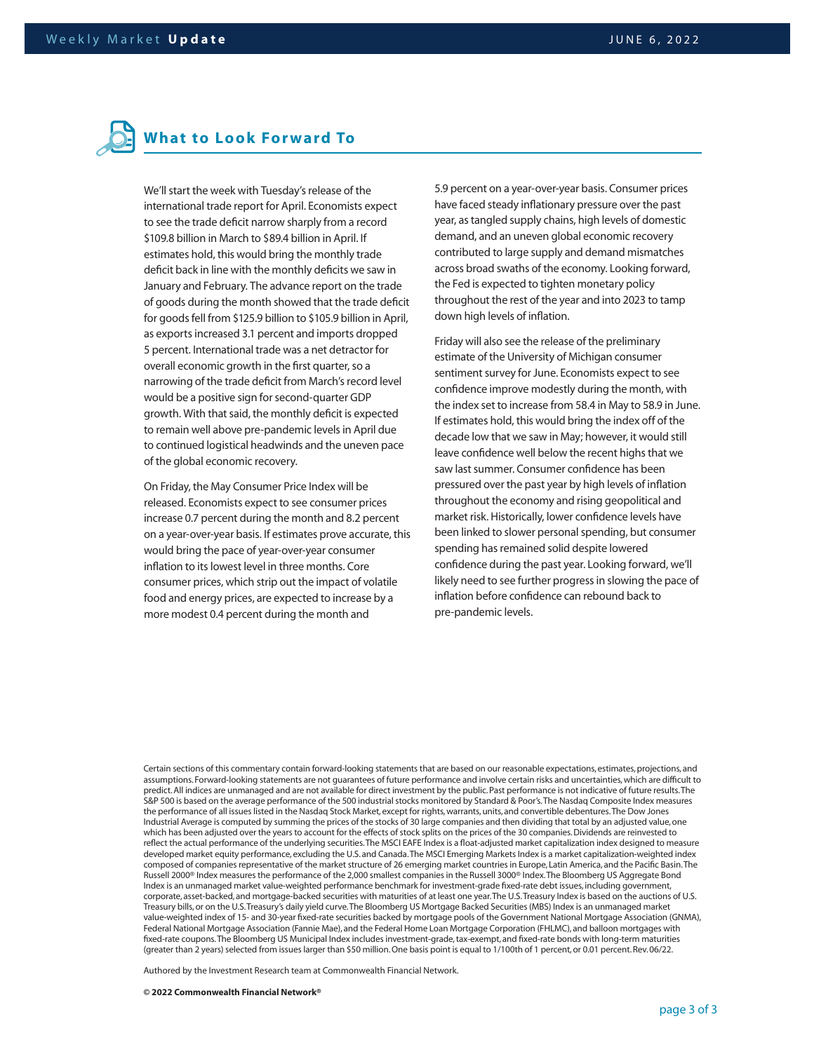## What to Look Forward To

We'll start the week with Tuesday's release of the international trade report for April. Economists expect to see the trade deficit narrow sharply from a record $109.8 billion in March to $89.4 billion in April. If estimates hold, this would bring the monthly trade deficit back in line with the monthly deficits we saw in January and February. The advance report on the trade of goods during the month showed that the trade deficit for goods fell from $125.9 billion to $105.9 billion in April, as exports increased 3.1 percent and imports dropped 5 percent. International trade was a net detractor for overall economic growth in the first quarter, so a narrowing of the trade deficit from March's record level would be a positive sign for second-quarter GDP growth. With that said, the monthly deficit is expected to remain well above pre-pandemic levels in April due to continued logistical headwinds and the uneven pace of the global economic recovery.

On Friday, the May Consumer Price Index will be released. Economists expect to see consumer prices increase 0.7 percent during the month and 8.2 percent on a year-over-year basis. If estimates prove accurate, this would bring the pace of year-over-year consumer inflation to its lowest level in three months. Core consumer prices, which strip out the impact of volatile food and energy prices, are expected to increase by a more modest 0.4 percent during the month and 5.9 percent on a year-over-year basis. Consumer prices have faced steady inflationary pressure over the past year, as tangled supply chains, high levels of domestic demand, and an uneven global economic recovery contributed to large supply and demand mismatches across broad swaths of the economy. Looking forward, the Fed is expected to tighten monetary policy throughout the rest of the year and into 2023 to tamp down high levels of inflation.

Friday will also see the release of the preliminary estimate of the University of Michigan consumer sentiment survey for June. Economists expect to see confidence improve modestly during the month, with the index set to increase from 58.4 in May to 58.9 in June. If estimates hold, this would bring the index off of the decade low that we saw in May; however, it would still leave confidence well below the recent highs that we saw last summer. Consumer confidence has been pressured over the past year by high levels of inflation throughout the economy and rising geopolitical and market risk. Historically, lower confidence levels have been linked to slower personal spending, but consumer spending has remained solid despite lowered confidence during the past year. Looking forward, we'll likely need to see further progress in slowing the pace of inflation before confidence can rebound back to pre-pandemic levels.

Certain sections of this commentary contain forward-looking statements that are based on our reasonable expectations, estimates, projections, and assumptions. Forward-looking statements are not guarantees of future performance and involve certain risks and uncertainties, which are difficult to predict. All indices are unmanaged and are not available for direct investment by the public. Past performance is not indicative of future results. The S&P 500 is based on the average performance of the 500 industrial stocks monitored by Standard & Poor's. The Nasdaq Composite Index measures the performance of all issues listed in the Nasdaq Stock Market, except for rights, warrants, units, and convertible debentures. The Dow Jones Industrial Average is computed by summing the prices of the stocks of 30 large companies and then dividing that total by an adjusted value, one which has been adjusted over the years to account for the effects of stock splits on the prices of the 30 companies. Dividends are reinvested to reflect the actual performance of the underlying securities. The MSCI EAFE Index is a float-adjusted market capitalization index designed to measure developed market equity performance, excluding the U.S. and Canada. The MSCI Emerging Markets Index is a market capitalization-weighted index composed of companies representative of the market structure of 26 emerging market countries in Europe, Latin America, and the Pacific Basin. The Russell 2000® Index measures the performance of the 2,000 smallest companies in the Russell 3000® Index. The Bloomberg US Aggregate Bond Index is an unmanaged market value-weighted performance benchmark for investment-grade fixed-rate debt issues, including government, corporate, asset-backed, and mortgage-backed securities with maturities of at least one year. The U.S. Treasury Index is based on the auctions of U.S. Treasury bills, or on the U.S. Treasury's daily yield curve. The Bloomberg US Mortgage Backed Securities (MBS) Index is an unmanaged market value-weighted index of 15- and 30-year fixed-rate securities backed by mortgage pools of the Government National Mortgage Association (GNMA), Federal National Mortgage Association (Fannie Mae), and the Federal Home Loan Mortgage Corporation (FHLMC), and balloon mortgages with fixed-rate coupons. The Bloomberg US Municipal Index includes investment-grade, tax-exempt, and fixed-rate bonds with long-term maturities (greater than 2 years) selected from issues larger than $50 million. One basis point is equal to 1/100th of 1 percent, or 0.01 percent. Rev. 06/22.

Authored by the Investment Research team at Commonwealth Financial Network.

**© 2022 Commonwealth Financial Network®**